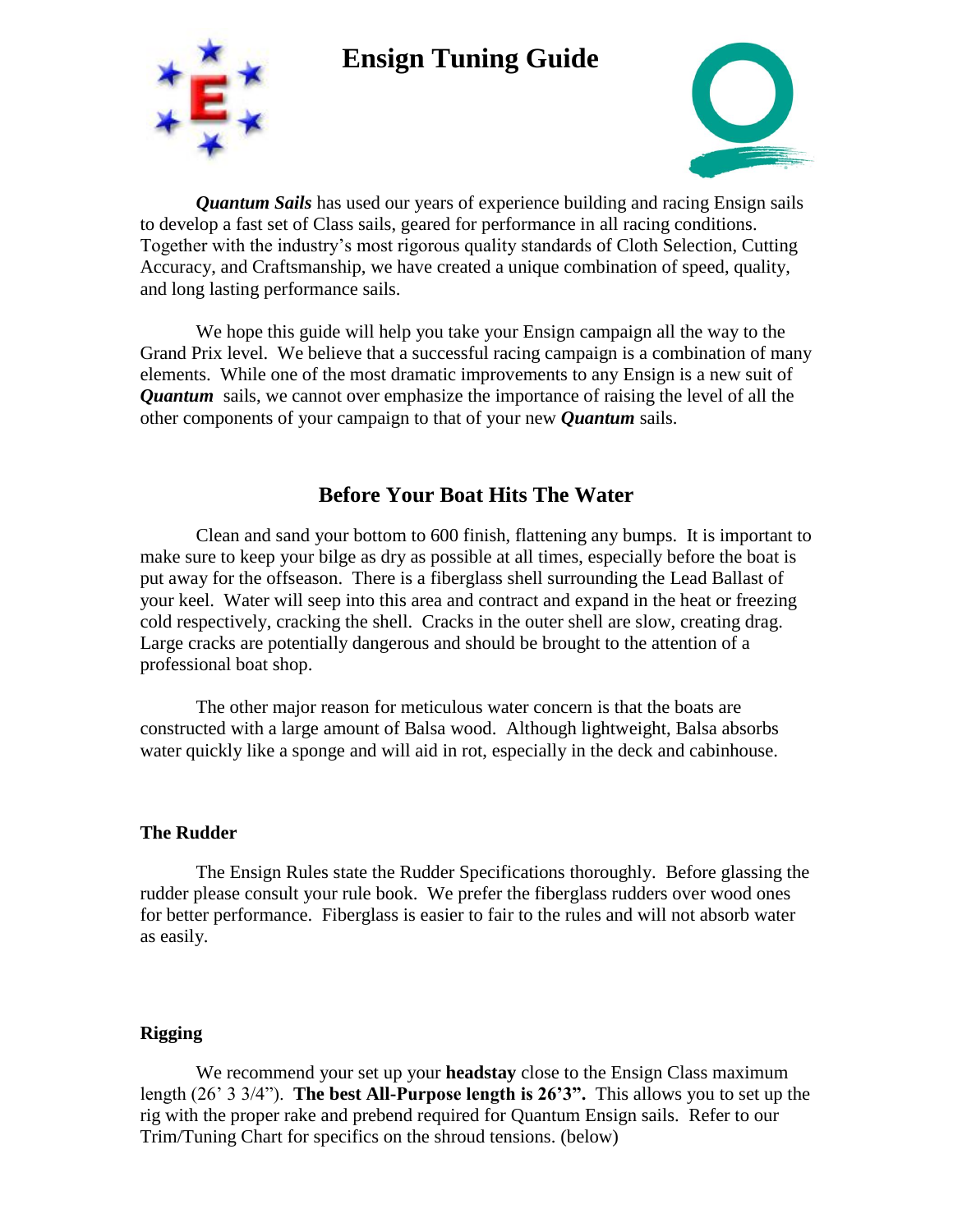# Ensign Tuning Guide

***Quantum Sails*** has used our years of experience building and racing Ensign sails to develop a fast set of Class sails, geared for performance in all racing conditions. Together with the industry's most rigorous quality standards of Cloth Selection, Cutting Accuracy, and Craftsmanship, we have created a unique combination of speed, quality, and long lasting performance sails.

We hope this guide will help you take your Ensign campaign all the way to the Grand Prix level. We believe that a successful racing campaign is a combination of many elements. While one of the most dramatic improvements to any Ensign is a new suit of ***Quantum*** sails, we cannot over emphasize the importance of raising the level of all the other components of your campaign to that of your new ***Quantum*** sails.

## Before Your Boat Hits The Water

Clean and sand your bottom to 600 finish, flattening any bumps. It is important to make sure to keep your bilge as dry as possible at all times, especially before the boat is put away for the offseason. There is a fiberglass shell surrounding the Lead Ballast of your keel. Water will seep into this area and contract and expand in the heat or freezing cold respectively, cracking the shell. Cracks in the outer shell are slow, creating drag. Large cracks are potentially dangerous and should be brought to the attention of a professional boat shop.

The other major reason for meticulous water concern is that the boats are constructed with a large amount of Balsa wood. Although lightweight, Balsa absorbs water quickly like a sponge and will aid in rot, especially in the deck and cabinhouse.

### The Rudder

The Ensign Rules state the Rudder Specifications thoroughly. Before glassing the rudder please consult your rule book. We prefer the fiberglass rudders over wood ones for better performance. Fiberglass is easier to fair to the rules and will not absorb water as easily.

### Rigging

We recommend your set up your **headstay** close to the Ensign Class maximum length (26' 3 3/4"). **The best All-Purpose length is 26'3".** This allows you to set up the rig with the proper rake and prebend required for Quantum Ensign sails. Refer to our Trim/Tuning Chart for specifics on the shroud tensions. (below)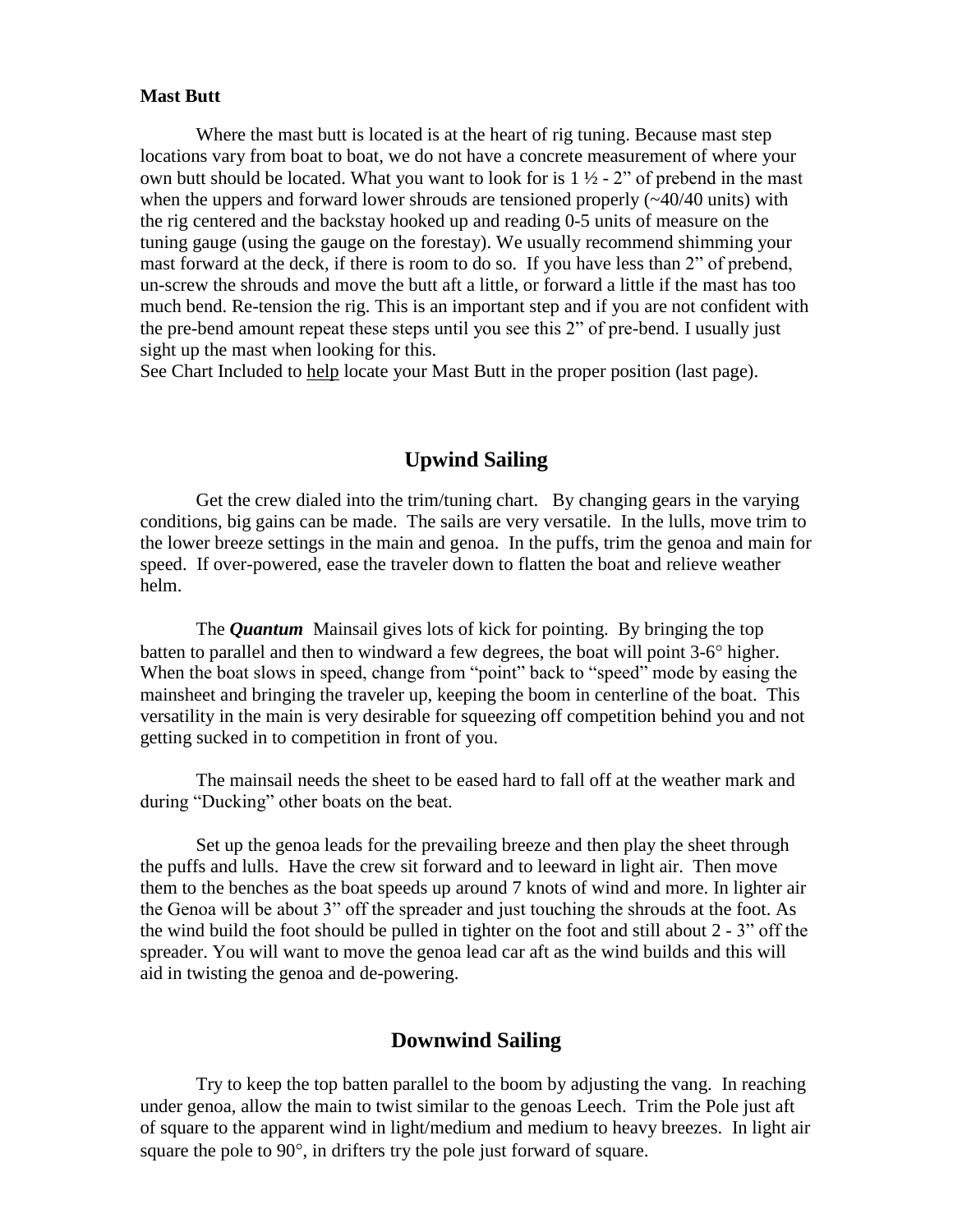**Mast Butt**

Where the mast butt is located is at the heart of rig tuning. Because mast step locations vary from boat to boat, we do not have a concrete measurement of where your own butt should be located. What you want to look for is 1 ½ - 2" of prebend in the mast when the uppers and forward lower shrouds are tensioned properly (~40/40 units) with the rig centered and the backstay hooked up and reading 0-5 units of measure on the tuning gauge (using the gauge on the forestay). We usually recommend shimming your mast forward at the deck, if there is room to do so. If you have less than 2" of prebend, un-screw the shrouds and move the butt aft a little, or forward a little if the mast has too much bend. Re-tension the rig. This is an important step and if you are not confident with the pre-bend amount repeat these steps until you see this 2" of pre-bend. I usually just sight up the mast when looking for this.

See Chart Included to help locate your Mast Butt in the proper position (last page).

## Upwind Sailing

Get the crew dialed into the trim/tuning chart. By changing gears in the varying conditions, big gains can be made. The sails are very versatile. In the lulls, move trim to the lower breeze settings in the main and genoa. In the puffs, trim the genoa and main for speed. If over-powered, ease the traveler down to flatten the boat and relieve weather helm.

The ***Quantum*** Mainsail gives lots of kick for pointing. By bringing the top batten to parallel and then to windward a few degrees, the boat will point 3-6° higher. When the boat slows in speed, change from "point" back to "speed" mode by easing the mainsheet and bringing the traveler up, keeping the boom in centerline of the boat. This versatility in the main is very desirable for squeezing off competition behind you and not getting sucked in to competition in front of you.

The mainsail needs the sheet to be eased hard to fall off at the weather mark and during "Ducking" other boats on the beat.

Set up the genoa leads for the prevailing breeze and then play the sheet through the puffs and lulls. Have the crew sit forward and to leeward in light air. Then move them to the benches as the boat speeds up around 7 knots of wind and more. In lighter air the Genoa will be about 3" off the spreader and just touching the shrouds at the foot. As the wind build the foot should be pulled in tighter on the foot and still about 2 - 3" off the spreader. You will want to move the genoa lead car aft as the wind builds and this will aid in twisting the genoa and de-powering.

## Downwind Sailing

Try to keep the top batten parallel to the boom by adjusting the vang. In reaching under genoa, allow the main to twist similar to the genoas Leech. Trim the Pole just aft of square to the apparent wind in light/medium and medium to heavy breezes. In light air square the pole to 90°, in drifters try the pole just forward of square.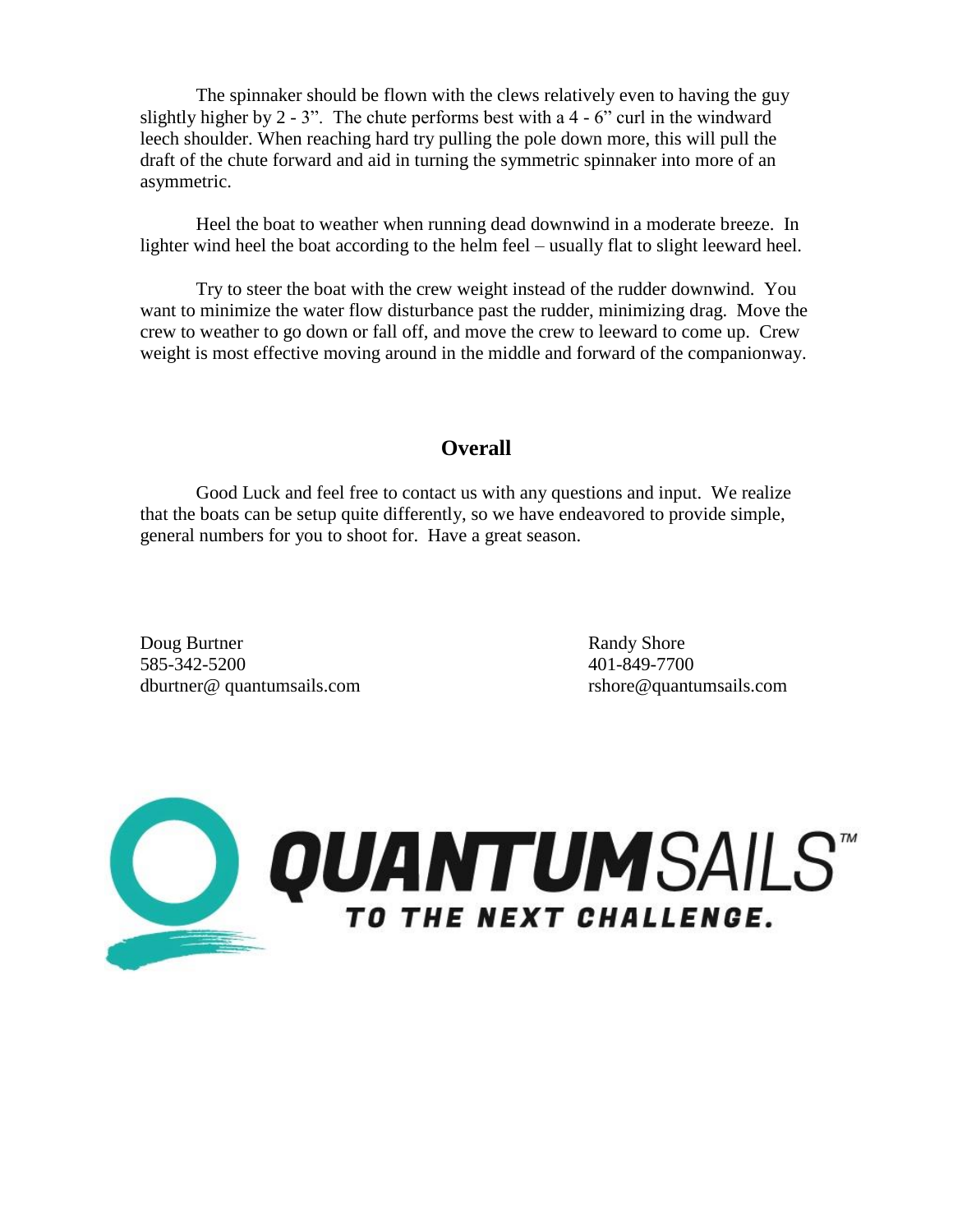The spinnaker should be flown with the clews relatively even to having the guy slightly higher by 2 - 3". The chute performs best with a 4 - 6" curl in the windward leech shoulder. When reaching hard try pulling the pole down more, this will pull the draft of the chute forward and aid in turning the symmetric spinnaker into more of an asymmetric.

Heel the boat to weather when running dead downwind in a moderate breeze. In lighter wind heel the boat according to the helm feel – usually flat to slight leeward heel.

Try to steer the boat with the crew weight instead of the rudder downwind. You want to minimize the water flow disturbance past the rudder, minimizing drag. Move the crew to weather to go down or fall off, and move the crew to leeward to come up. Crew weight is most effective moving around in the middle and forward of the companionway.

## Overall

Good Luck and feel free to contact us with any questions and input. We realize that the boats can be setup quite differently, so we have endeavored to provide simple, general numbers for you to shoot for. Have a great season.

Doug Burtner
585-342-5200
dburtner@ quantumsails.com

Randy Shore
401-849-7700
rshore@quantumsails.com

QUANTUMSAILS™
TO THE NEXT CHALLENGE.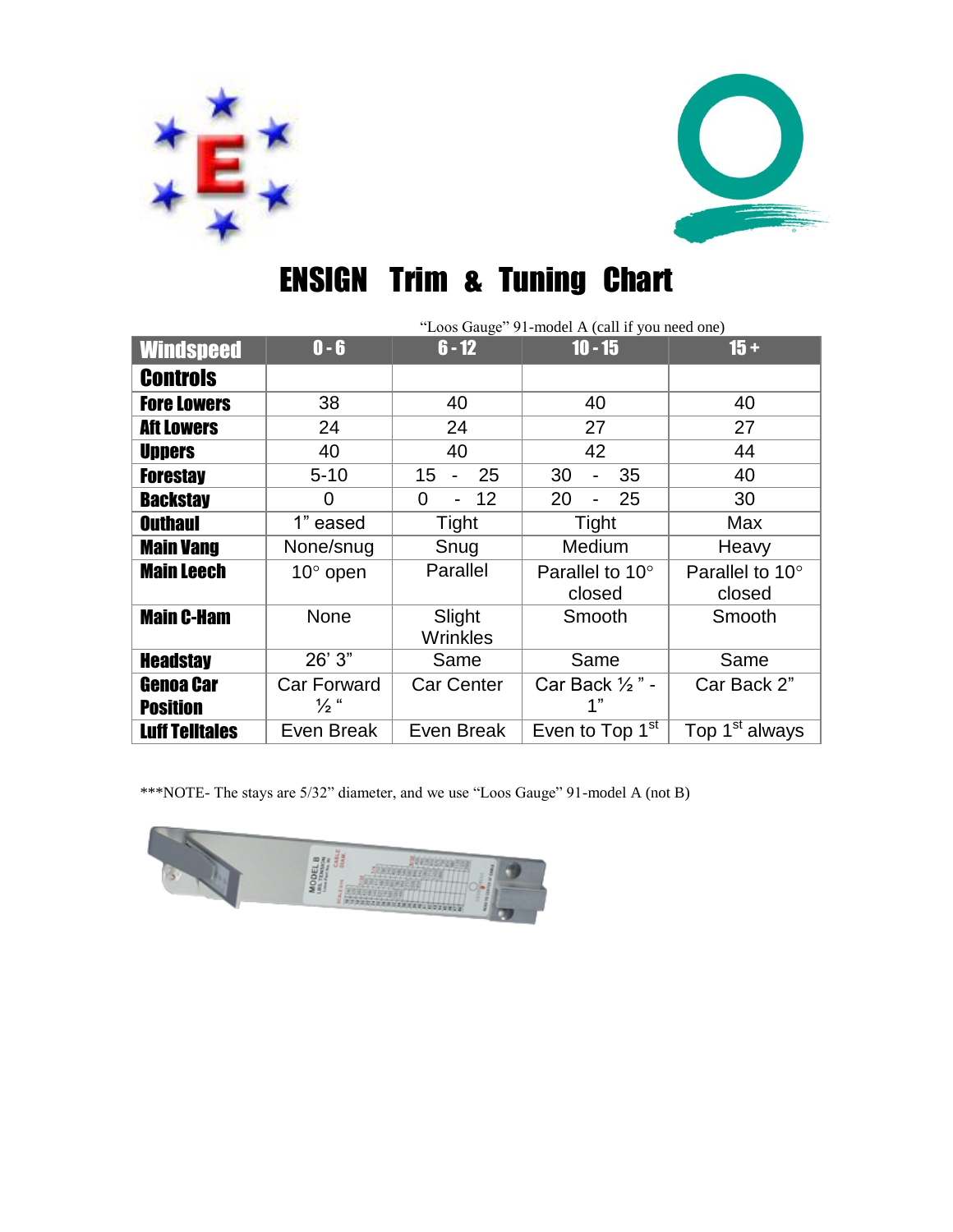# ENSIGN Trim & Tuning Chart

"Loos Gauge" 91-model A (call if you need one)

| Windspeed | 0 - 6 | 6 - 12 | 10 - 15 | 15 + |
|---|---|---|---|---|
| **Controls** | | | | |
| **Fore Lowers** | 38 | 40 | 40 | 40 |
| **Aft Lowers** | 24 | 24 | 27 | 27 |
| **Uppers** | 40 | 40 | 42 | 44 |
| **Forestay** | 5-10 | 15 - 25 | 30 - 35 | 40 |
| **Backstay** | 0 | 0 - 12 | 20 - 25 | 30 |
| **Outhaul** | 1" eased | Tight | Tight | Max |
| **Main Vang** | None/snug | Snug | Medium | Heavy |
| **Main Leech** | 10° open | Parallel | Parallel to 10° closed | Parallel to 10° closed |
| **Main C-Ham** | None | Slight Wrinkles | Smooth | Smooth |
| **Headstay** | 26' 3" | Same | Same | Same |
| **Genoa Car Position** | Car Forward ½ " | Car Center | Car Back ½ " - 1" | Car Back 2" |
| **Luff Telltales** | Even Break | Even Break | Even to Top 1st | Top 1st always |

***NOTE- The stays are 5/32" diameter, and we use "Loos Gauge" 91-model A (not B)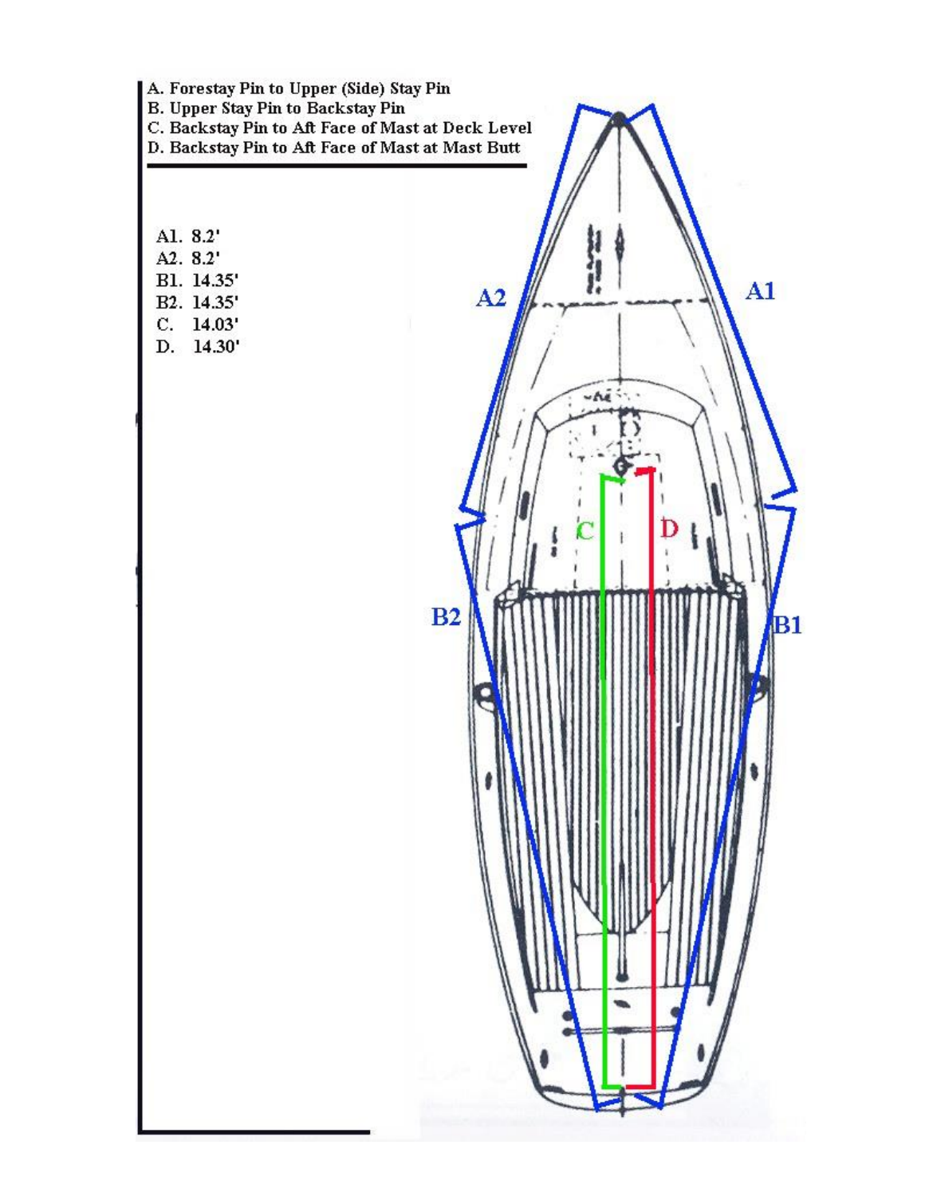A. Forestay Pin to Upper (Side) Stay Pin
B. Upper Stay Pin to Backstay Pin
C. Backstay Pin to Aft Face of Mast at Deck Level
D. Backstay Pin to Aft Face of Mast at Mast Butt

A1. 8.2'
A2. 8.2'
B1. 14.35'
B2. 14.35'
C. 14.03'
D. 14.30'

A2

A1

C

D

B2

B1